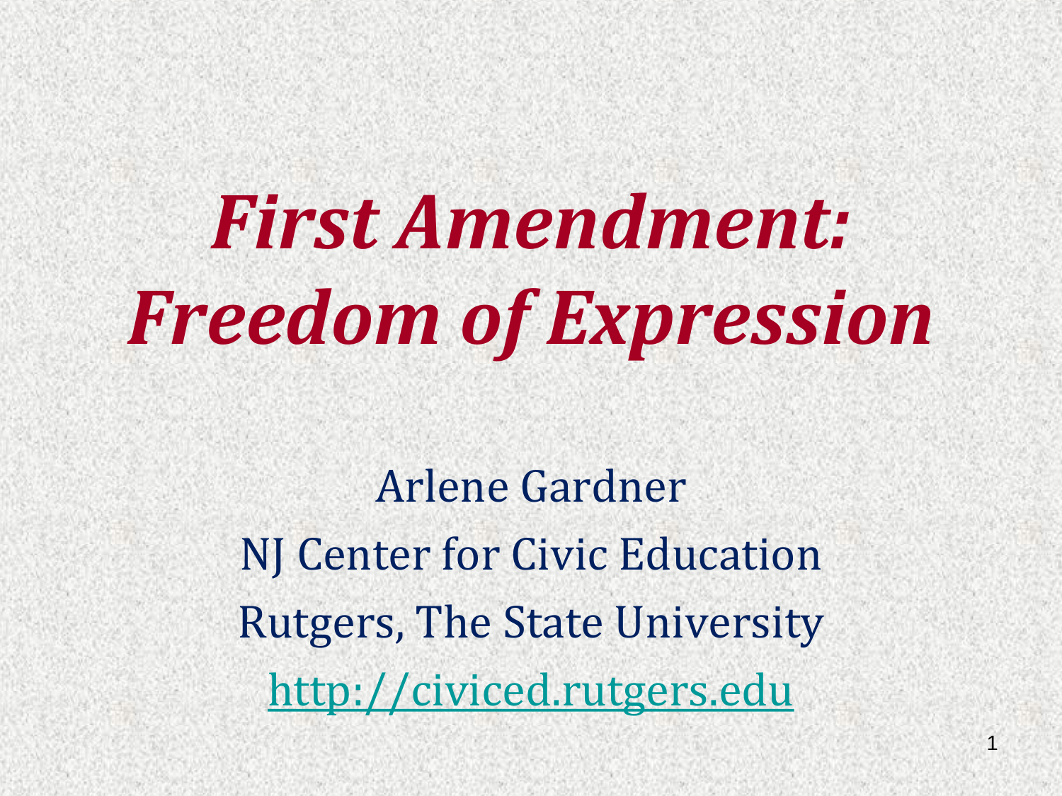# *First Amendment: Freedom of Expression*

Arlene Gardner

NJ Center for Civic Education

Rutgers, The State University

http://civiced.rutgers.edu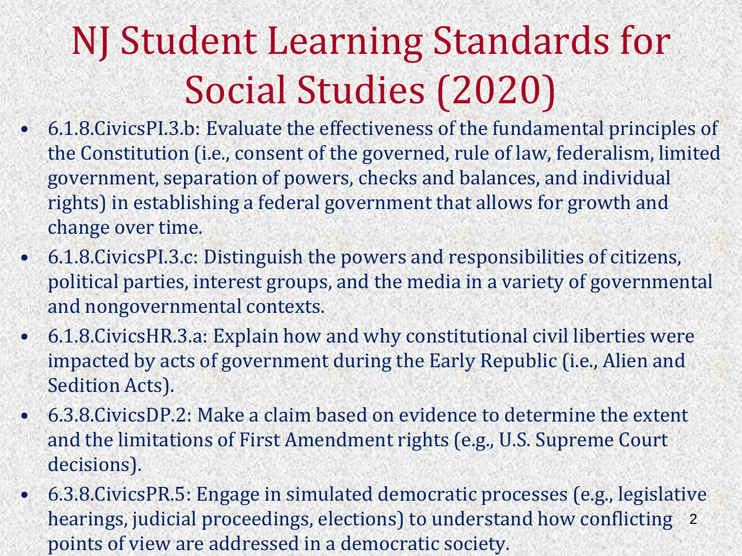# NJ Student Learning Standards for Social Studies (2020)

- 6.1.8.CivicsPI.3.b: Evaluate the effectiveness of the fundamental principles of the Constitution (i.e., consent of the governed, rule of law, federalism, limited government, separation of powers, checks and balances, and individual rights) in establishing a federal government that allows for growth and change over time.
- 6.1.8.CivicsPI.3.c: Distinguish the powers and responsibilities of citizens, political parties, interest groups, and the media in a variety of governmental and nongovernmental contexts.
- 6.1.8.CivicsHR.3.a: Explain how and why constitutional civil liberties were impacted by acts of government during the Early Republic (i.e., Alien and Sedition Acts).
- 6.3.8.CivicsDP.2: Make a claim based on evidence to determine the extent and the limitations of First Amendment rights (e.g., U.S. Supreme Court decisions).
- 6.3.8.CivicsPR.5: Engage in simulated democratic processes (e.g., legislative hearings, judicial proceedings, elections) to understand how conflicting points of view are addressed in a democratic society.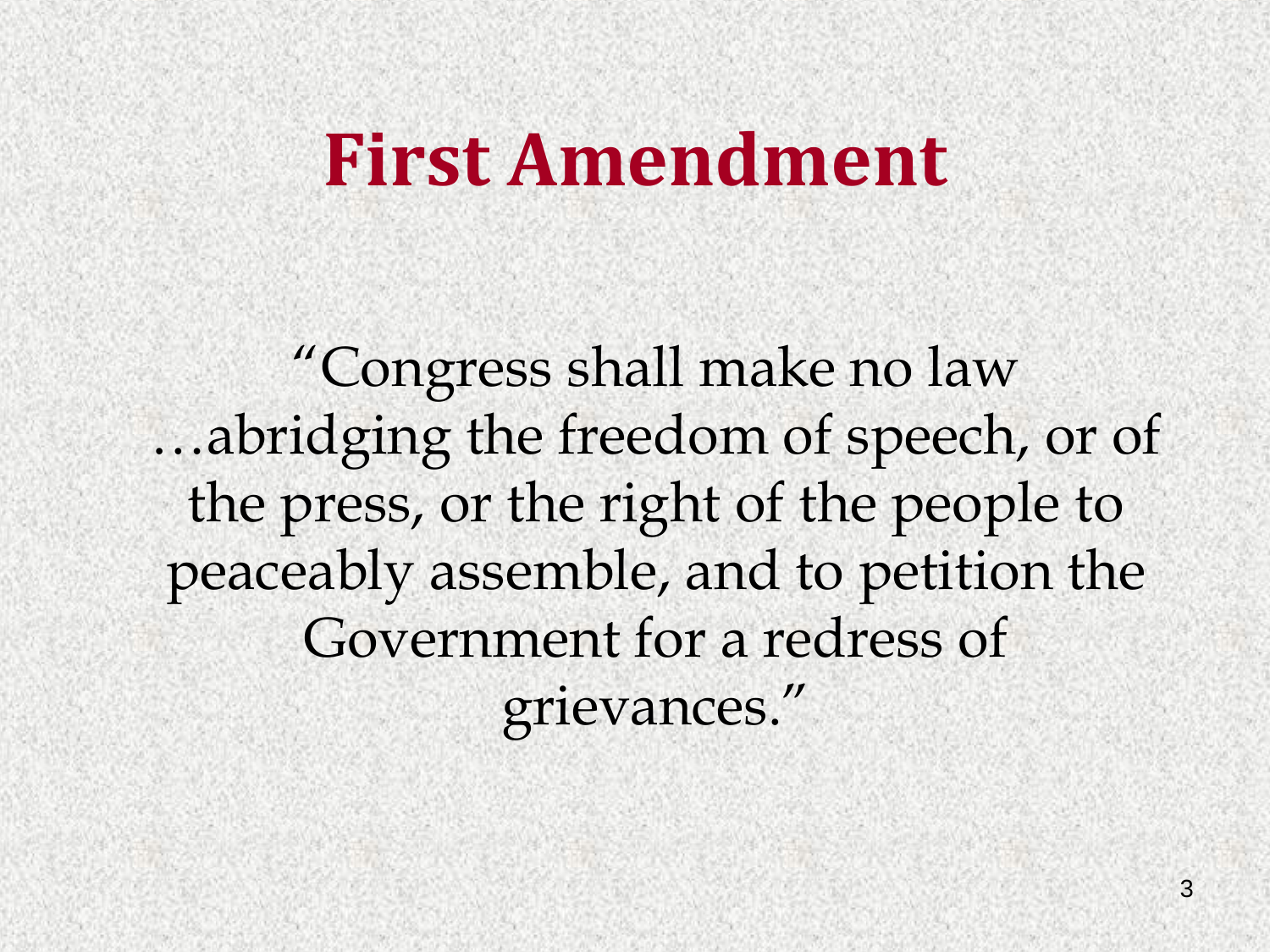# First Amendment

"Congress shall make no law …abridging the freedom of speech, or of the press, or the right of the people to peaceably assemble, and to petition the Government for a redress of grievances."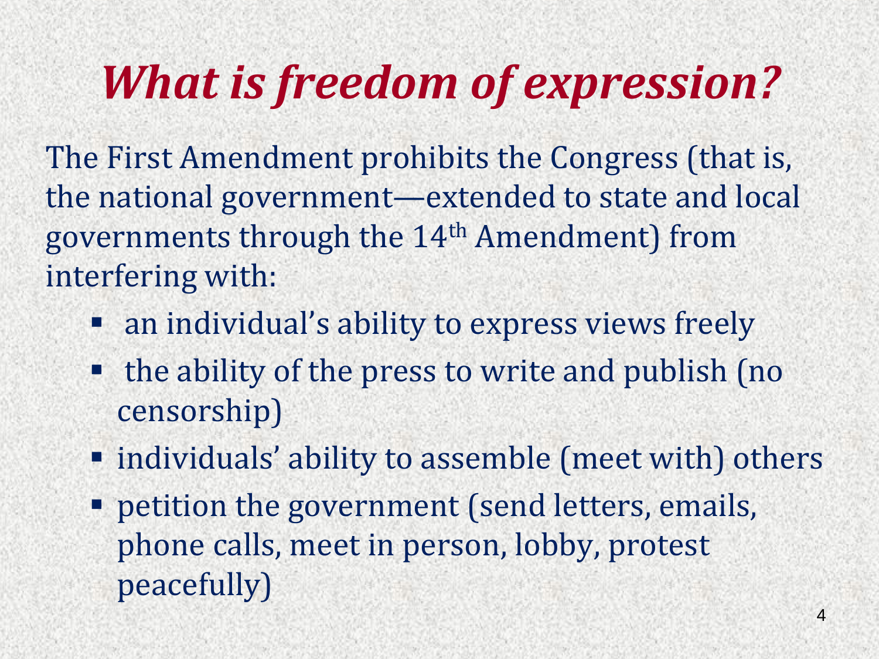# *What is freedom of expression?*

The First Amendment prohibits the Congress (that is, the national government—extended to state and local governments through the 14th Amendment) from interfering with:

- an individual's ability to express views freely
- the ability of the press to write and publish (no censorship)
- individuals' ability to assemble (meet with) others
- petition the government (send letters, emails, phone calls, meet in person, lobby, protest peacefully)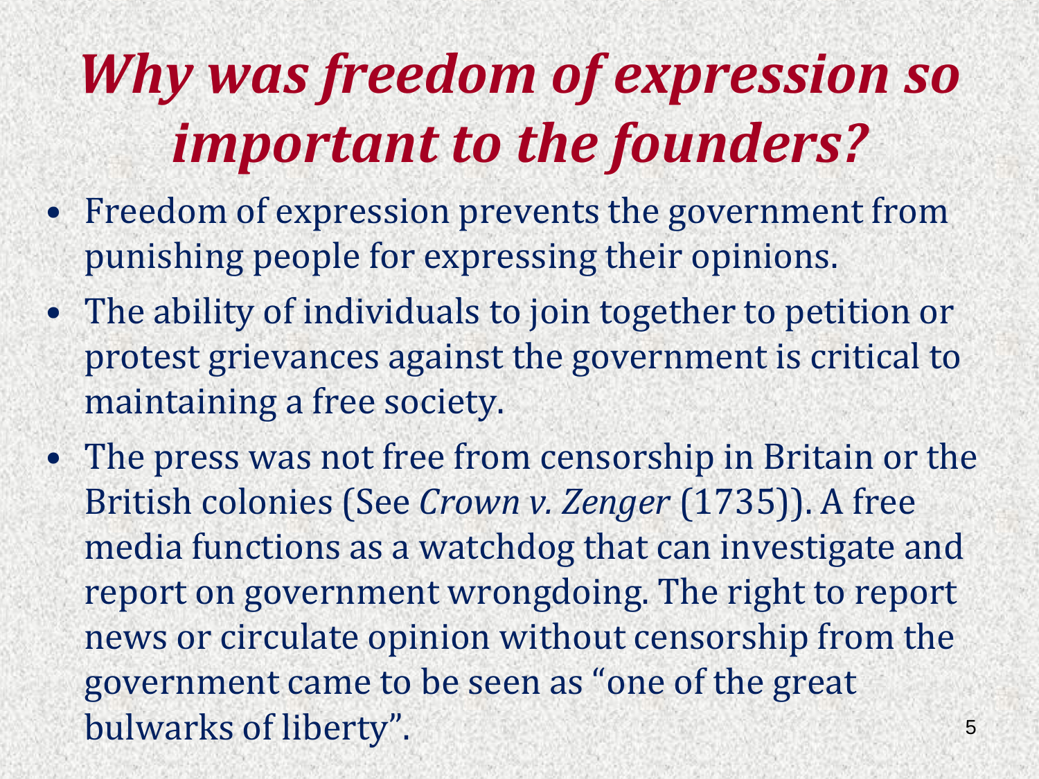# *Why was freedom of expression so important to the founders?*

- Freedom of expression prevents the government from punishing people for expressing their opinions.
- The ability of individuals to join together to petition or protest grievances against the government is critical to maintaining a free society.
- The press was not free from censorship in Britain or the British colonies (See *Crown v. Zenger* (1735)). A free media functions as a watchdog that can investigate and report on government wrongdoing. The right to report news or circulate opinion without censorship from the government came to be seen as "one of the great bulwarks of liberty".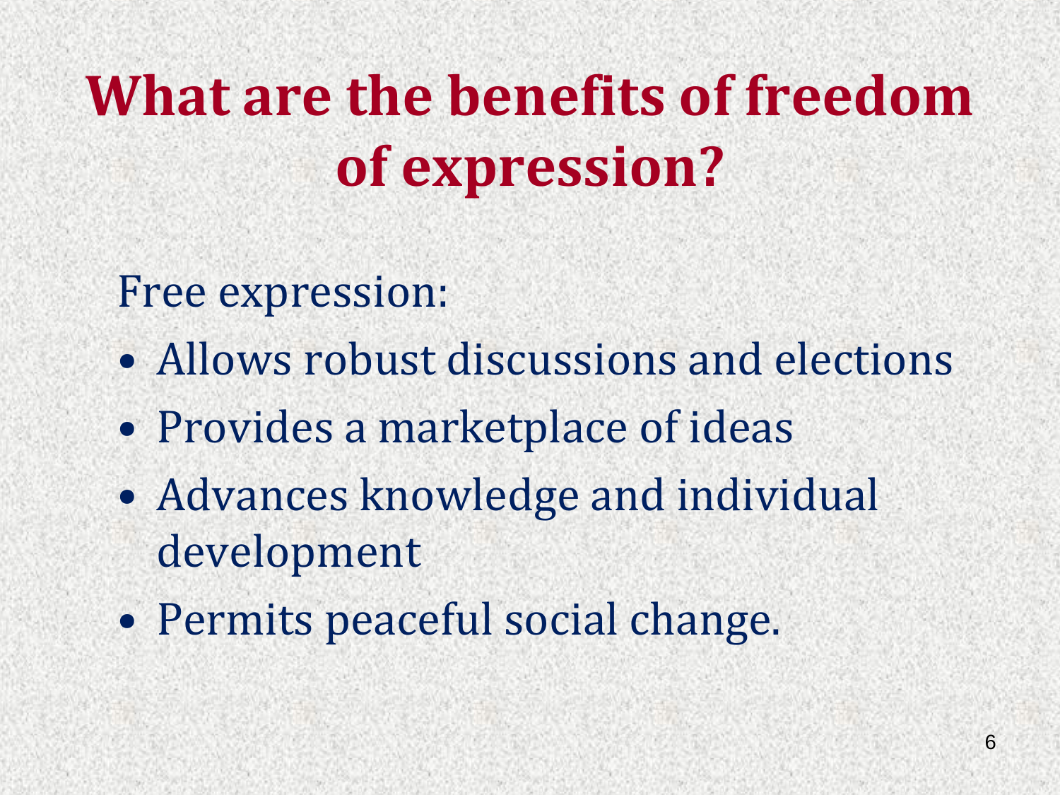# What are the benefits of freedom of expression?

Free expression:

- Allows robust discussions and elections
- Provides a marketplace of ideas
- Advances knowledge and individual development
- Permits peaceful social change.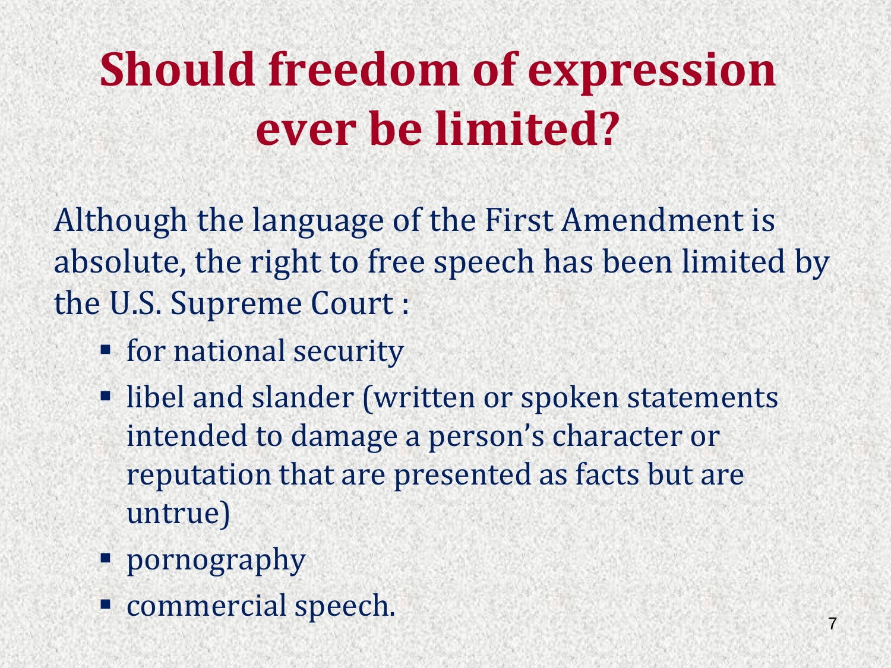# Should freedom of expression ever be limited?

Although the language of the First Amendment is absolute, the right to free speech has been limited by the U.S. Supreme Court :

- for national security
- libel and slander (written or spoken statements intended to damage a person's character or reputation that are presented as facts but are untrue)
- pornography
- commercial speech.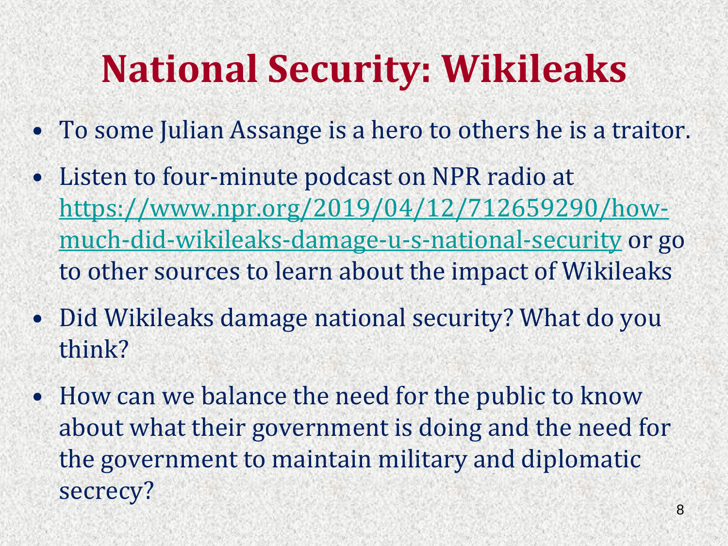# National Security: Wikileaks

- To some Julian Assange is a hero to others he is a traitor.
- Listen to four-minute podcast on NPR radio at [https://www.npr.org/2019/04/12/712659290/how-much-did-wikileaks-damage-u-s-national-security](https://www.npr.org/2019/04/12/712659290/how-much-did-wikileaks-damage-u-s-national-security) or go to other sources to learn about the impact of Wikileaks
- Did Wikileaks damage national security? What do you think?
- How can we balance the need for the public to know about what their government is doing and the need for the government to maintain military and diplomatic secrecy?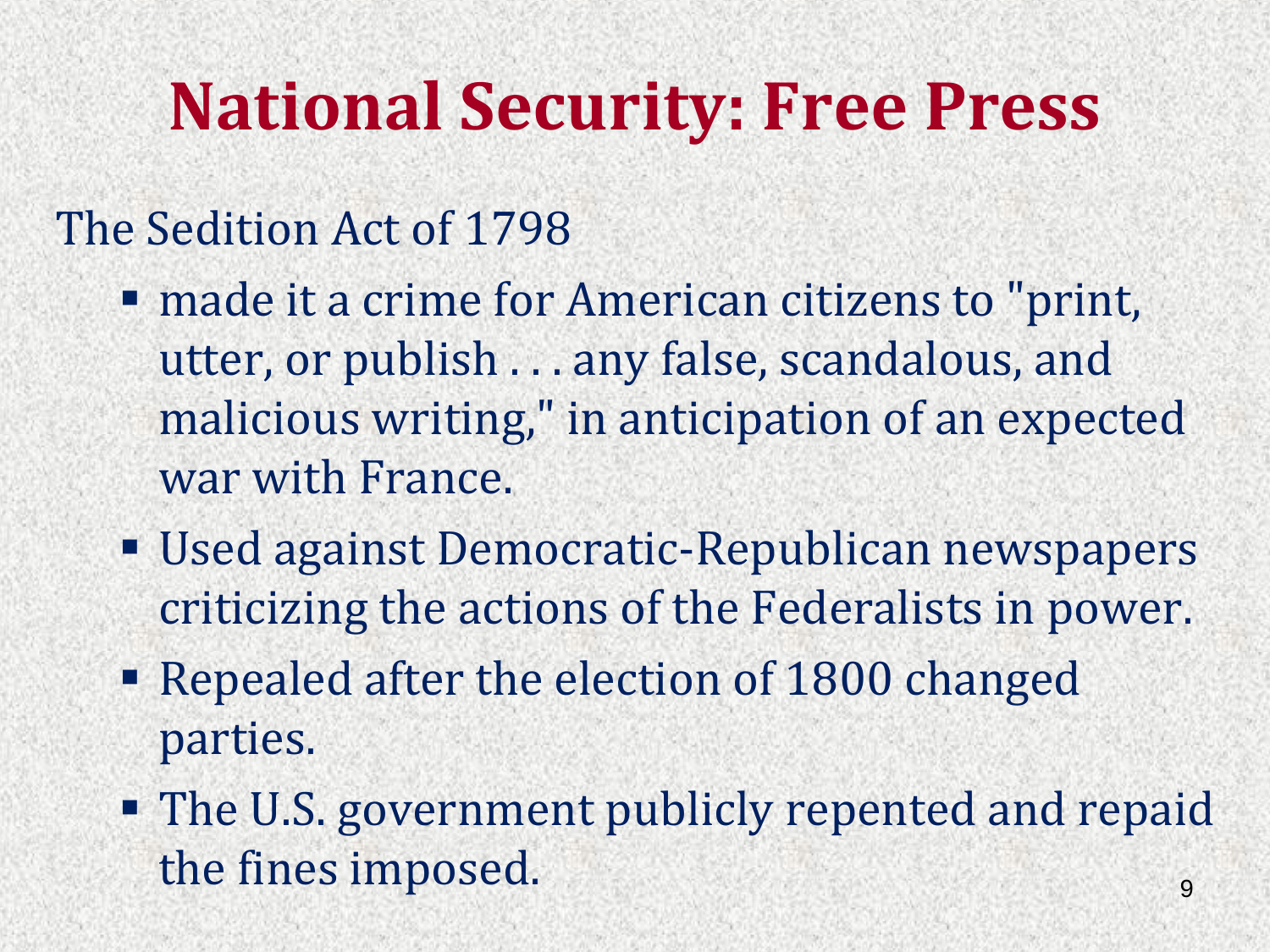# National Security: Free Press

The Sedition Act of 1798

- made it a crime for American citizens to "print, utter, or publish . . . any false, scandalous, and malicious writing," in anticipation of an expected war with France.
- Used against Democratic-Republican newspapers criticizing the actions of the Federalists in power.
- Repealed after the election of 1800 changed parties.
- The U.S. government publicly repented and repaid the fines imposed.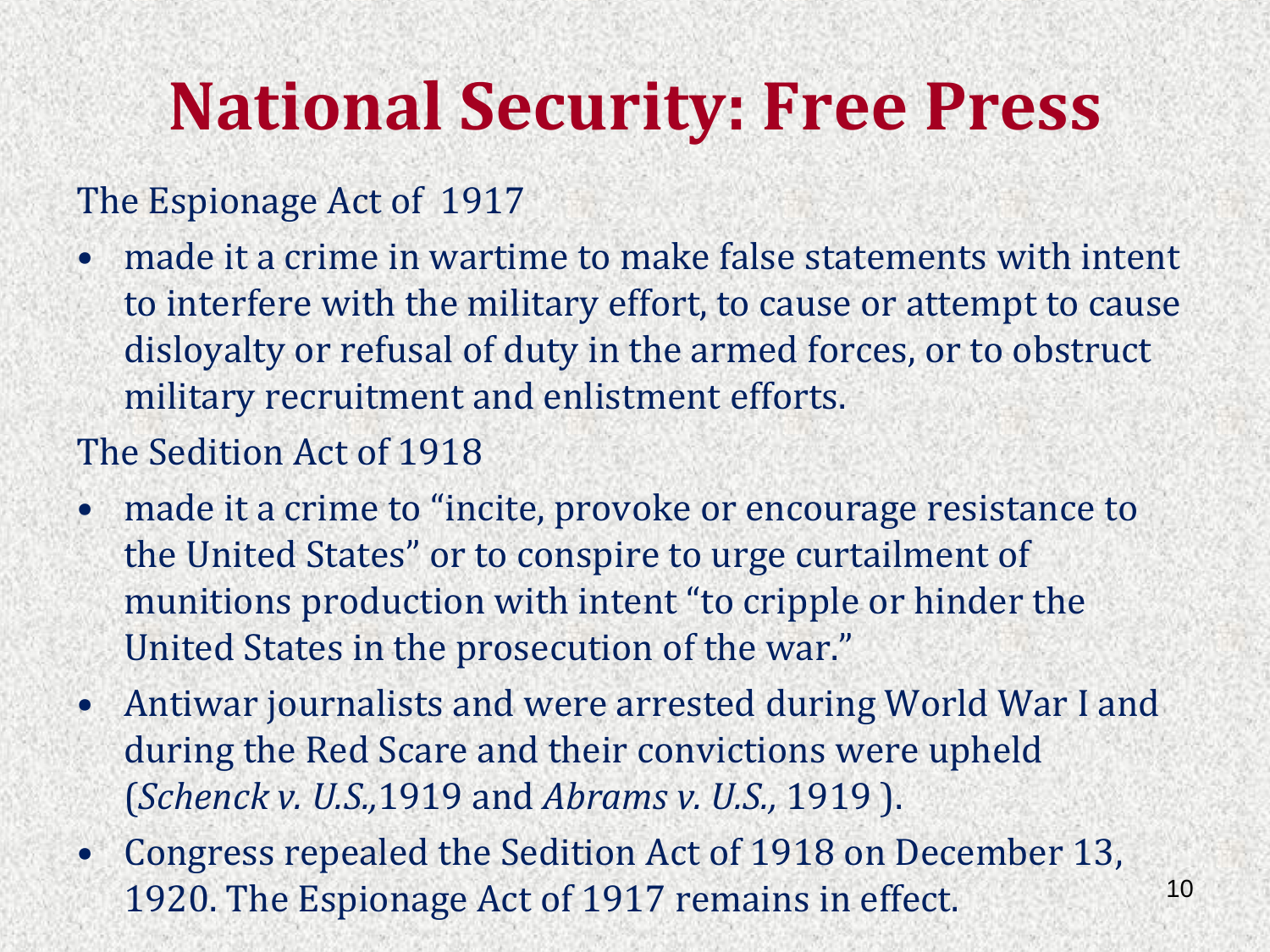# National Security: Free Press

The Espionage Act of 1917

- made it a crime in wartime to make false statements with intent to interfere with the military effort, to cause or attempt to cause disloyalty or refusal of duty in the armed forces, or to obstruct military recruitment and enlistment efforts.

The Sedition Act of 1918

- made it a crime to "incite, provoke or encourage resistance to the United States" or to conspire to urge curtailment of munitions production with intent "to cripple or hinder the United States in the prosecution of the war."
- Antiwar journalists and were arrested during World War I and during the Red Scare and their convictions were upheld (*Schenck v. U.S.,*1919 and *Abrams v. U.S.,* 1919 ).
- Congress repealed the Sedition Act of 1918 on December 13, 1920. The Espionage Act of 1917 remains in effect.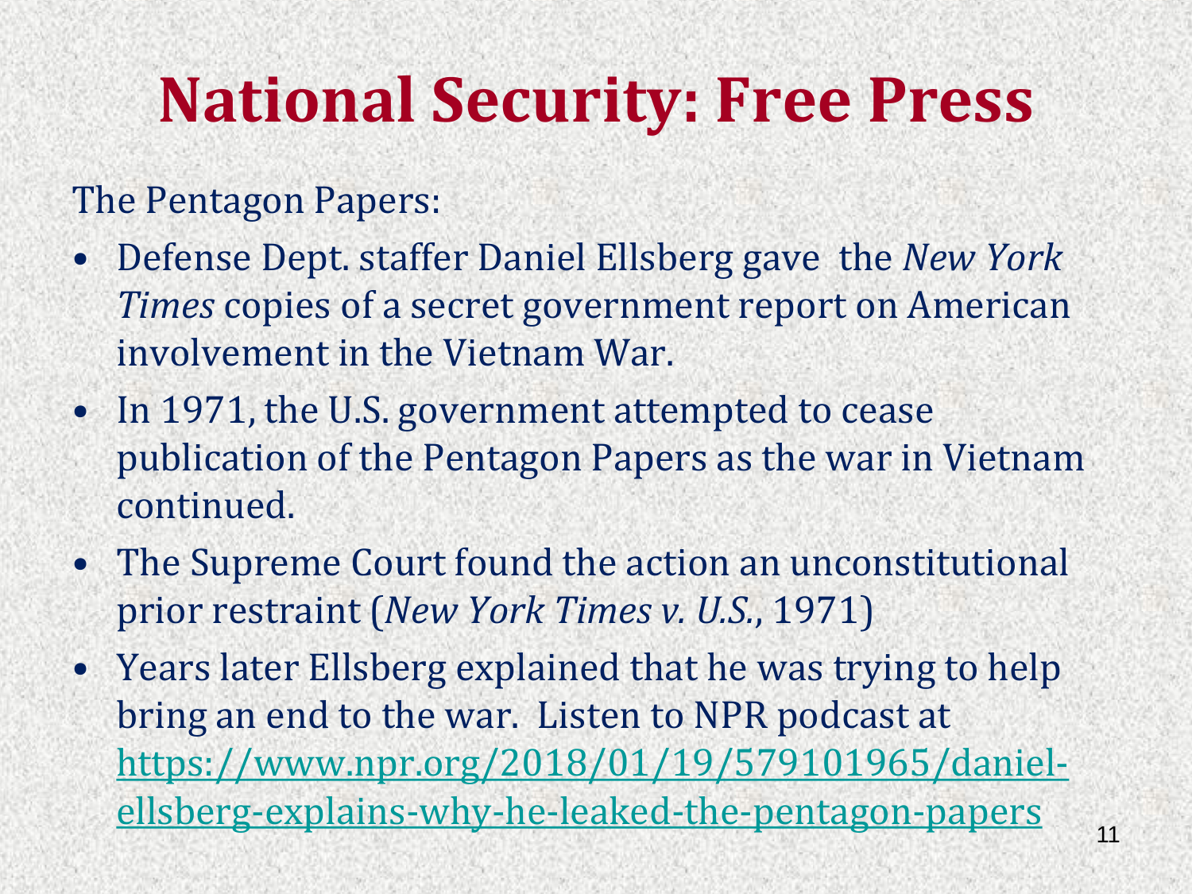# National Security: Free Press

The Pentagon Papers:

- Defense Dept. staffer Daniel Ellsberg gave the *New York Times* copies of a secret government report on American involvement in the Vietnam War.
- In 1971, the U.S. government attempted to cease publication of the Pentagon Papers as the war in Vietnam continued.
- The Supreme Court found the action an unconstitutional prior restraint (*New York Times v. U.S.*, 1971)
- Years later Ellsberg explained that he was trying to help bring an end to the war. Listen to NPR podcast at https://www.npr.org/2018/01/19/579101965/daniel-ellsberg-explains-why-he-leaked-the-pentagon-papers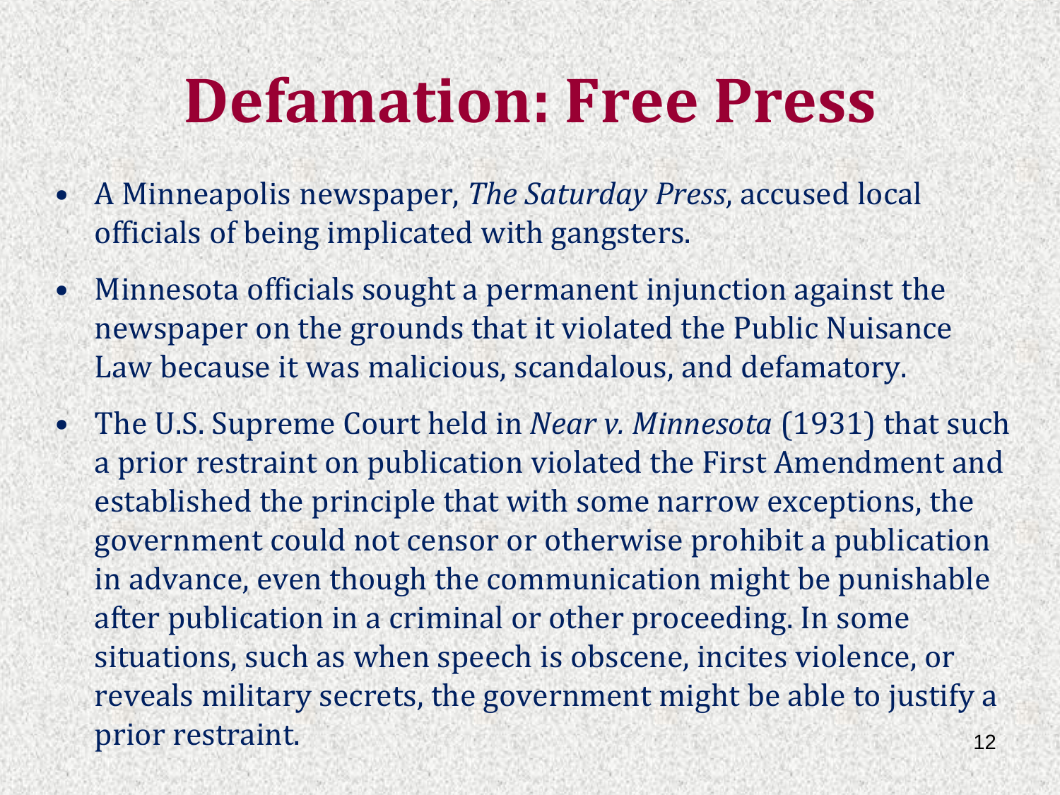# Defamation: Free Press

- A Minneapolis newspaper, *The Saturday Press*, accused local officials of being implicated with gangsters.
- Minnesota officials sought a permanent injunction against the newspaper on the grounds that it violated the Public Nuisance Law because it was malicious, scandalous, and defamatory.
- The U.S. Supreme Court held in *Near v. Minnesota* (1931) that such a prior restraint on publication violated the First Amendment and established the principle that with some narrow exceptions, the government could not censor or otherwise prohibit a publication in advance, even though the communication might be punishable after publication in a criminal or other proceeding. In some situations, such as when speech is obscene, incites violence, or reveals military secrets, the government might be able to justify a prior restraint.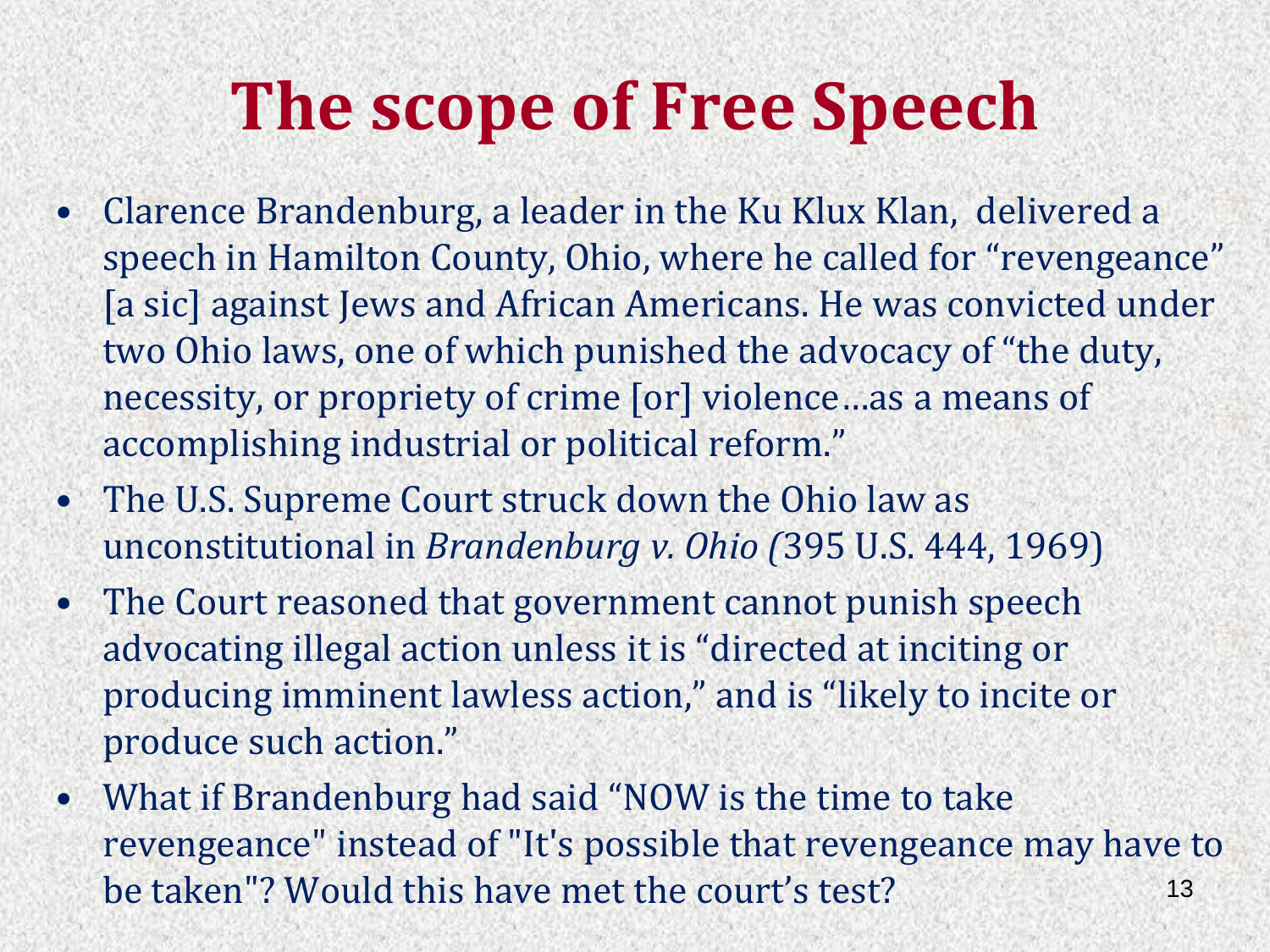# The scope of Free Speech

- Clarence Brandenburg, a leader in the Ku Klux Klan, delivered a speech in Hamilton County, Ohio, where he called for "revengeance" [a sic] against Jews and African Americans. He was convicted under two Ohio laws, one of which punished the advocacy of "the duty, necessity, or propriety of crime [or] violence…as a means of accomplishing industrial or political reform."
- The U.S. Supreme Court struck down the Ohio law as unconstitutional in *Brandenburg v. Ohio (*395 U.S. 444, 1969)
- The Court reasoned that government cannot punish speech advocating illegal action unless it is "directed at inciting or producing imminent lawless action," and is "likely to incite or produce such action."
- What if Brandenburg had said "NOW is the time to take revengeance" instead of "It's possible that revengeance may have to be taken"? Would this have met the court's test?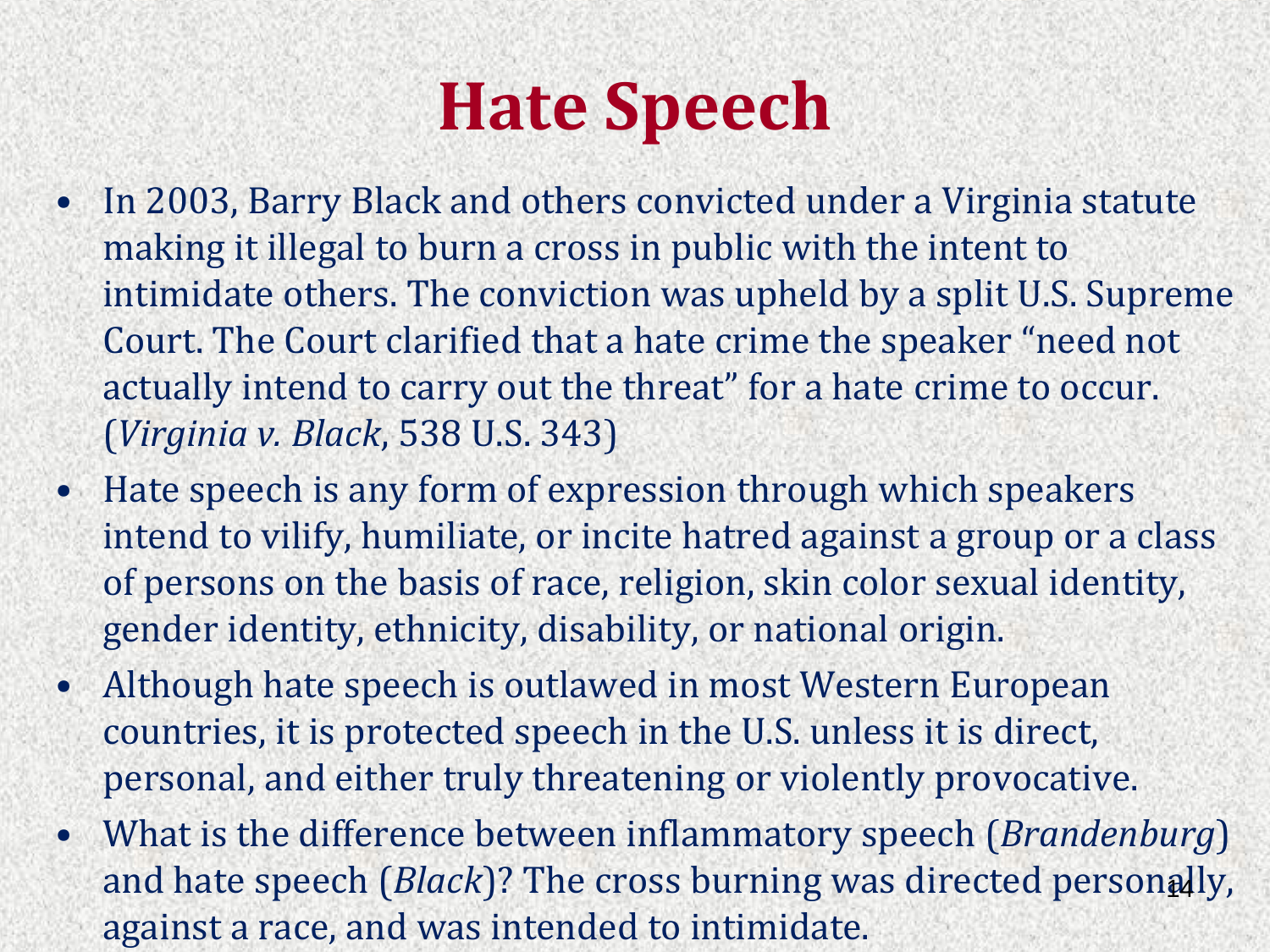# Hate Speech

- In 2003, Barry Black and others convicted under a Virginia statute making it illegal to burn a cross in public with the intent to intimidate others. The conviction was upheld by a split U.S. Supreme Court. The Court clarified that a hate crime the speaker "need not actually intend to carry out the threat" for a hate crime to occur. (*Virginia v. Black*, 538 U.S. 343)
- Hate speech is any form of expression through which speakers intend to vilify, humiliate, or incite hatred against a group or a class of persons on the basis of race, religion, skin color sexual identity, gender identity, ethnicity, disability, or national origin.
- Although hate speech is outlawed in most Western European countries, it is protected speech in the U.S. unless it is direct, personal, and either truly threatening or violently provocative.
- What is the difference between inflammatory speech (*Brandenburg*) and hate speech (*Black*)? The cross burning was directed personally, against a race, and was intended to intimidate.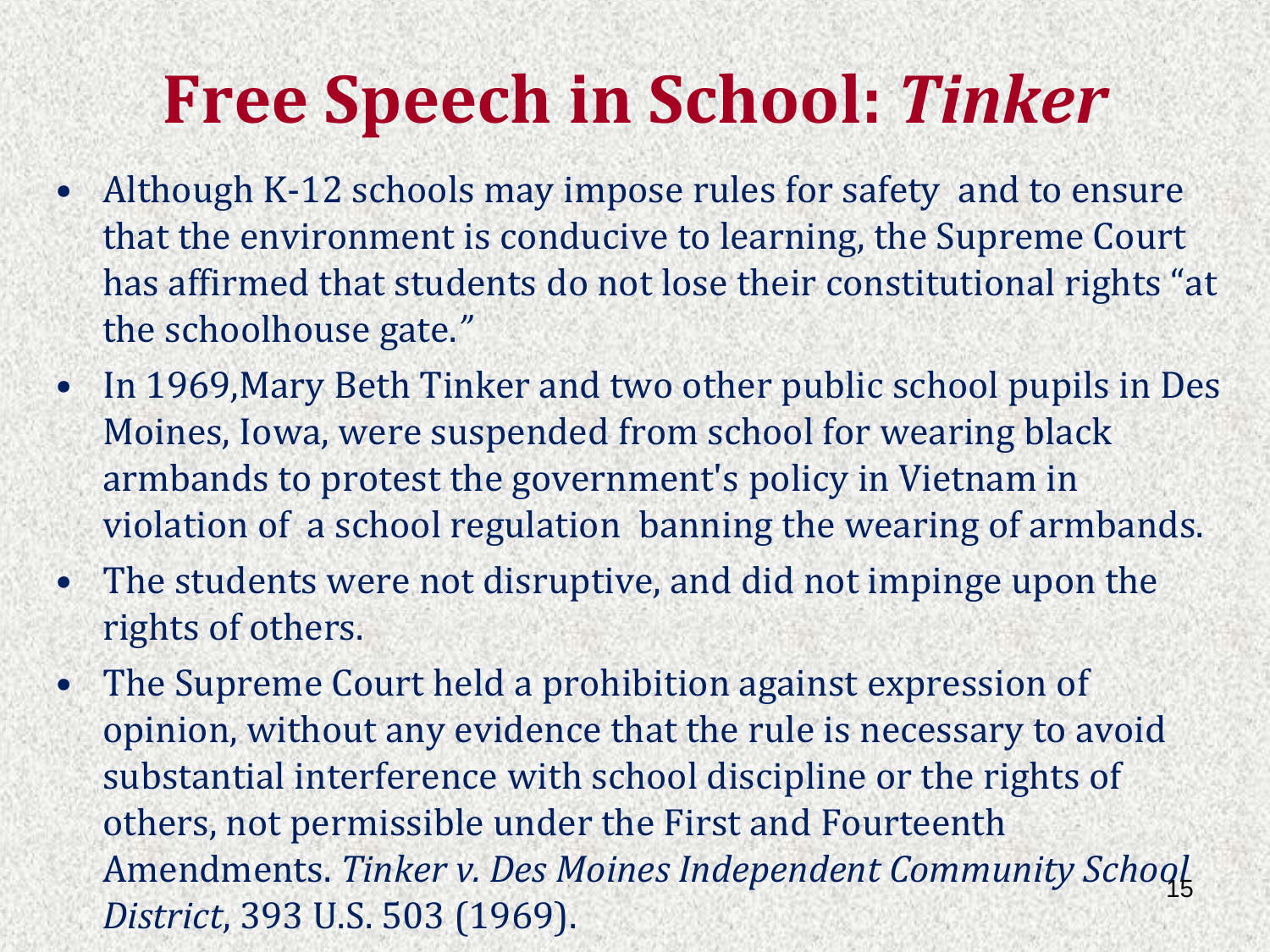# Free Speech in School: *Tinker*

- Although K-12 schools may impose rules for safety and to ensure that the environment is conducive to learning, the Supreme Court has affirmed that students do not lose their constitutional rights "at the schoolhouse gate."
- In 1969,Mary Beth Tinker and two other public school pupils in Des Moines, Iowa, were suspended from school for wearing black armbands to protest the government's policy in Vietnam in violation of a school regulation banning the wearing of armbands.
- The students were not disruptive, and did not impinge upon the rights of others.
- The Supreme Court held a prohibition against expression of opinion, without any evidence that the rule is necessary to avoid substantial interference with school discipline or the rights of others, not permissible under the First and Fourteenth Amendments. *Tinker v. Des Moines Independent Community School District*, 393 U.S. 503 (1969).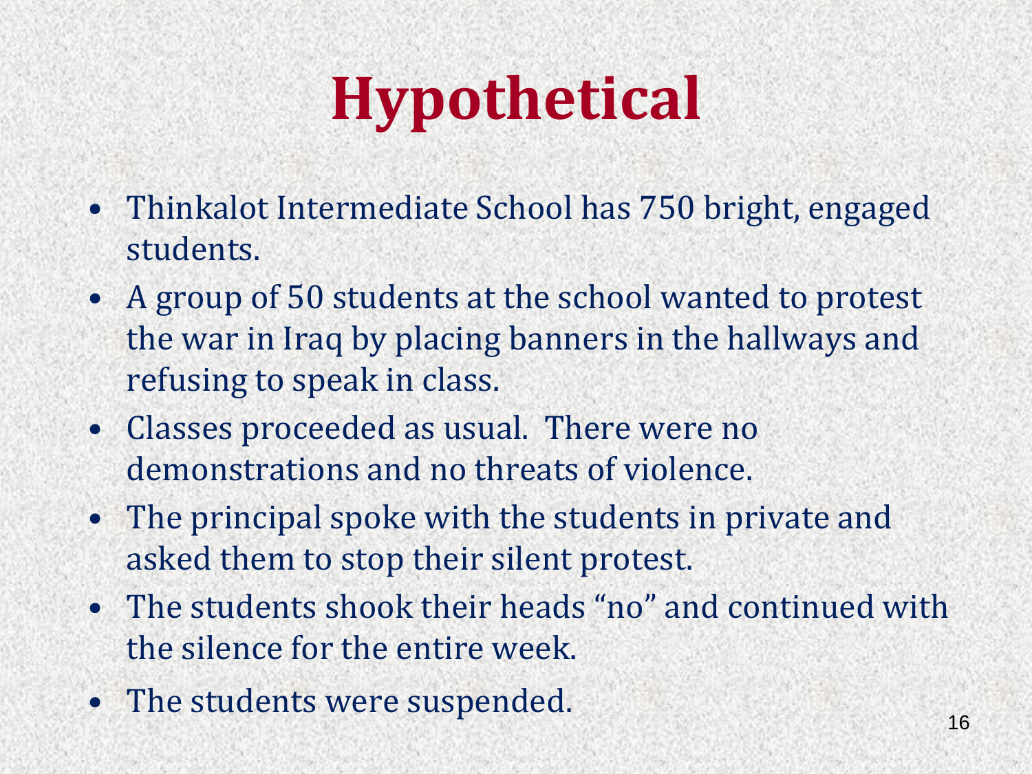# Hypothetical

- Thinkalot Intermediate School has 750 bright, engaged students.
- A group of 50 students at the school wanted to protest the war in Iraq by placing banners in the hallways and refusing to speak in class.
- Classes proceeded as usual. There were no demonstrations and no threats of violence.
- The principal spoke with the students in private and asked them to stop their silent protest.
- The students shook their heads "no" and continued with the silence for the entire week.
- The students were suspended.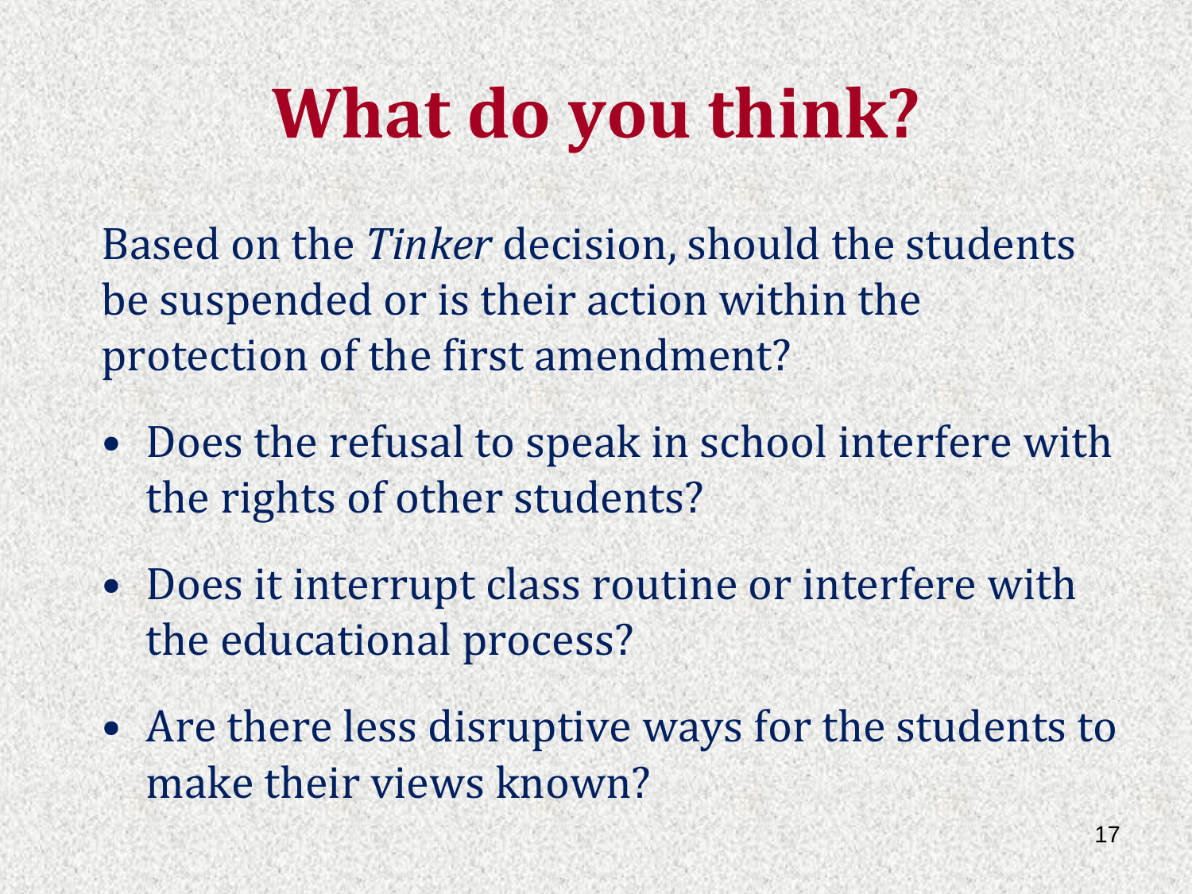# What do you think?

Based on the *Tinker* decision, should the students be suspended or is their action within the protection of the first amendment?

- Does the refusal to speak in school interfere with the rights of other students?
- Does it interrupt class routine or interfere with the educational process?
- Are there less disruptive ways for the students to make their views known?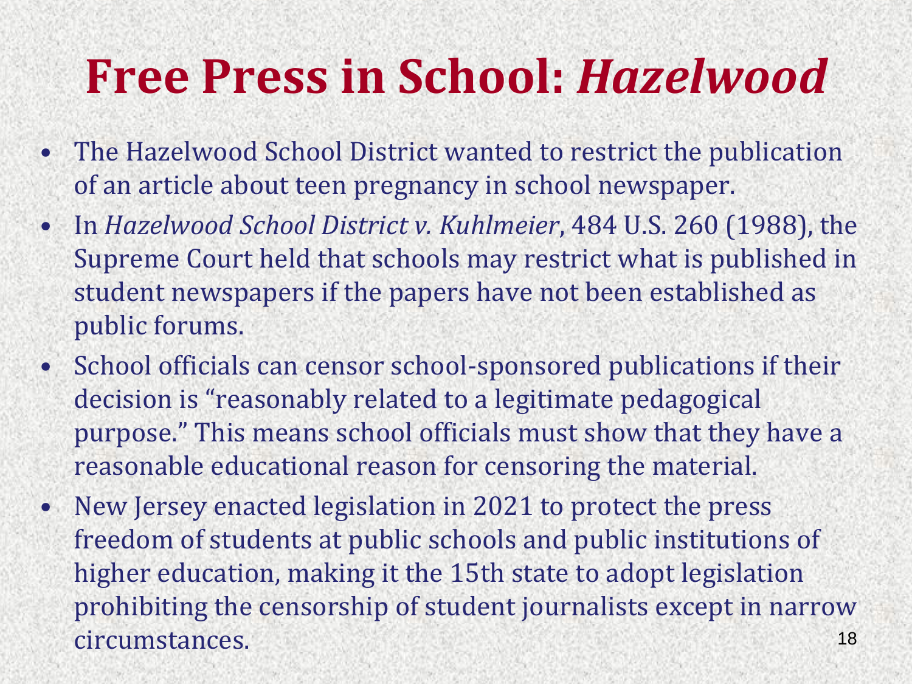# Free Press in School: *Hazelwood*

- The Hazelwood School District wanted to restrict the publication of an article about teen pregnancy in school newspaper.
- In *Hazelwood School District v. Kuhlmeier*, 484 U.S. 260 (1988), the Supreme Court held that schools may restrict what is published in student newspapers if the papers have not been established as public forums.
- School officials can censor school-sponsored publications if their decision is "reasonably related to a legitimate pedagogical purpose." This means school officials must show that they have a reasonable educational reason for censoring the material.
- New Jersey enacted legislation in 2021 to protect the press freedom of students at public schools and public institutions of higher education, making it the 15th state to adopt legislation prohibiting the censorship of student journalists except in narrow circumstances.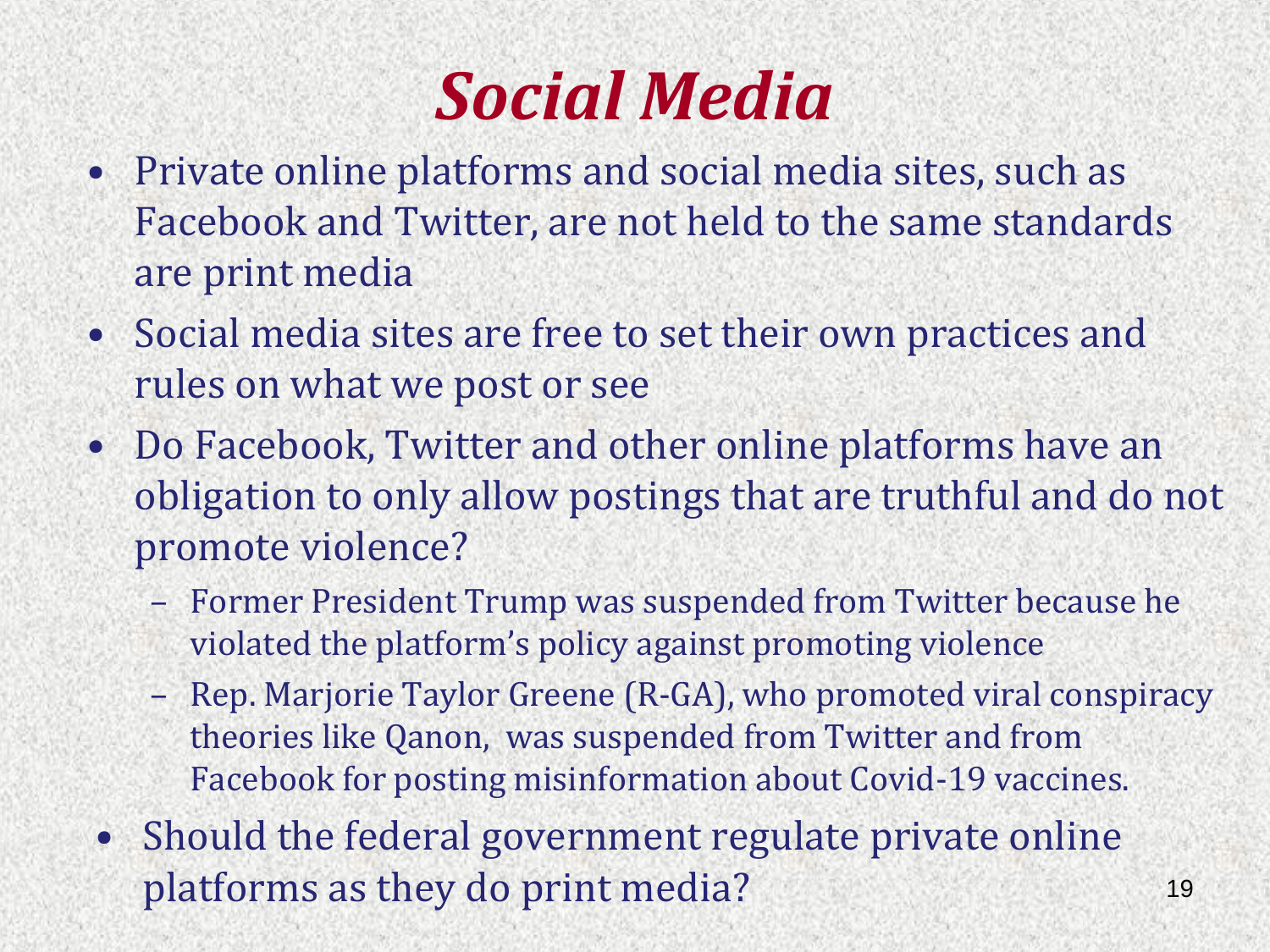# *Social Media*

- Private online platforms and social media sites, such as Facebook and Twitter, are not held to the same standards are print media
- Social media sites are free to set their own practices and rules on what we post or see
- Do Facebook, Twitter and other online platforms have an obligation to only allow postings that are truthful and do not promote violence?
  - Former President Trump was suspended from Twitter because he violated the platform's policy against promoting violence
  - Rep. Marjorie Taylor Greene (R-GA), who promoted viral conspiracy theories like Qanon, was suspended from Twitter and from Facebook for posting misinformation about Covid-19 vaccines.
- Should the federal government regulate private online platforms as they do print media?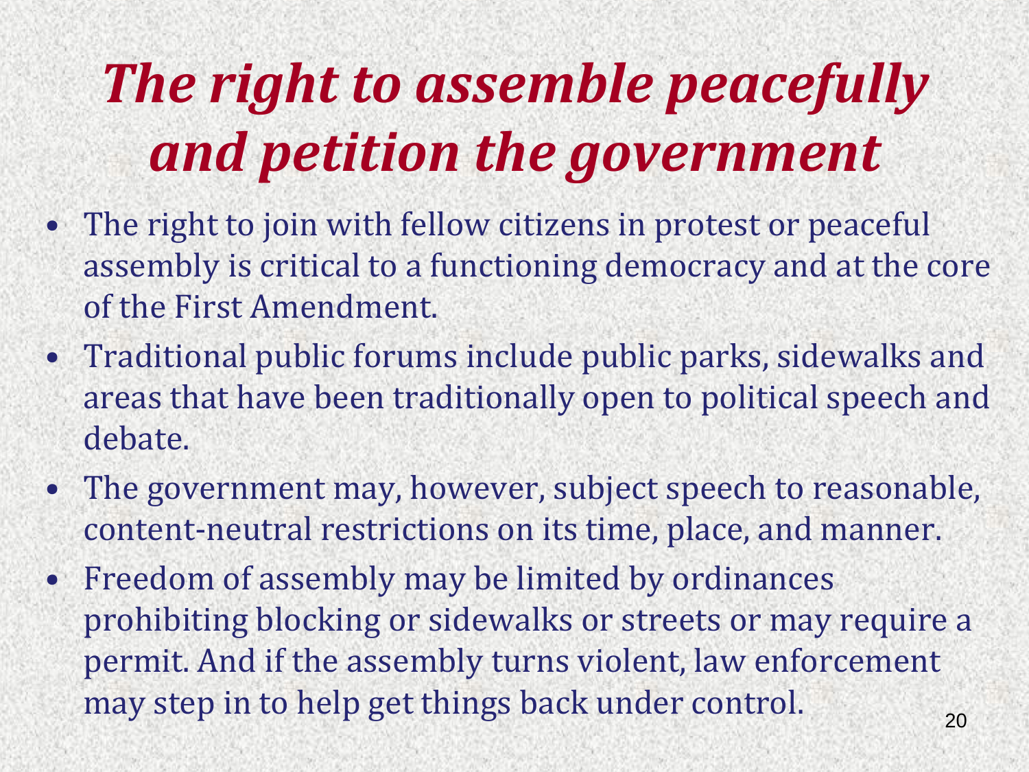# *The right to assemble peacefully and petition the government*

- The right to join with fellow citizens in protest or peaceful assembly is critical to a functioning democracy and at the core of the First Amendment.
- Traditional public forums include public parks, sidewalks and areas that have been traditionally open to political speech and debate.
- The government may, however, subject speech to reasonable, content-neutral restrictions on its time, place, and manner.
- Freedom of assembly may be limited by ordinances prohibiting blocking or sidewalks or streets or may require a permit. And if the assembly turns violent, law enforcement may step in to help get things back under control.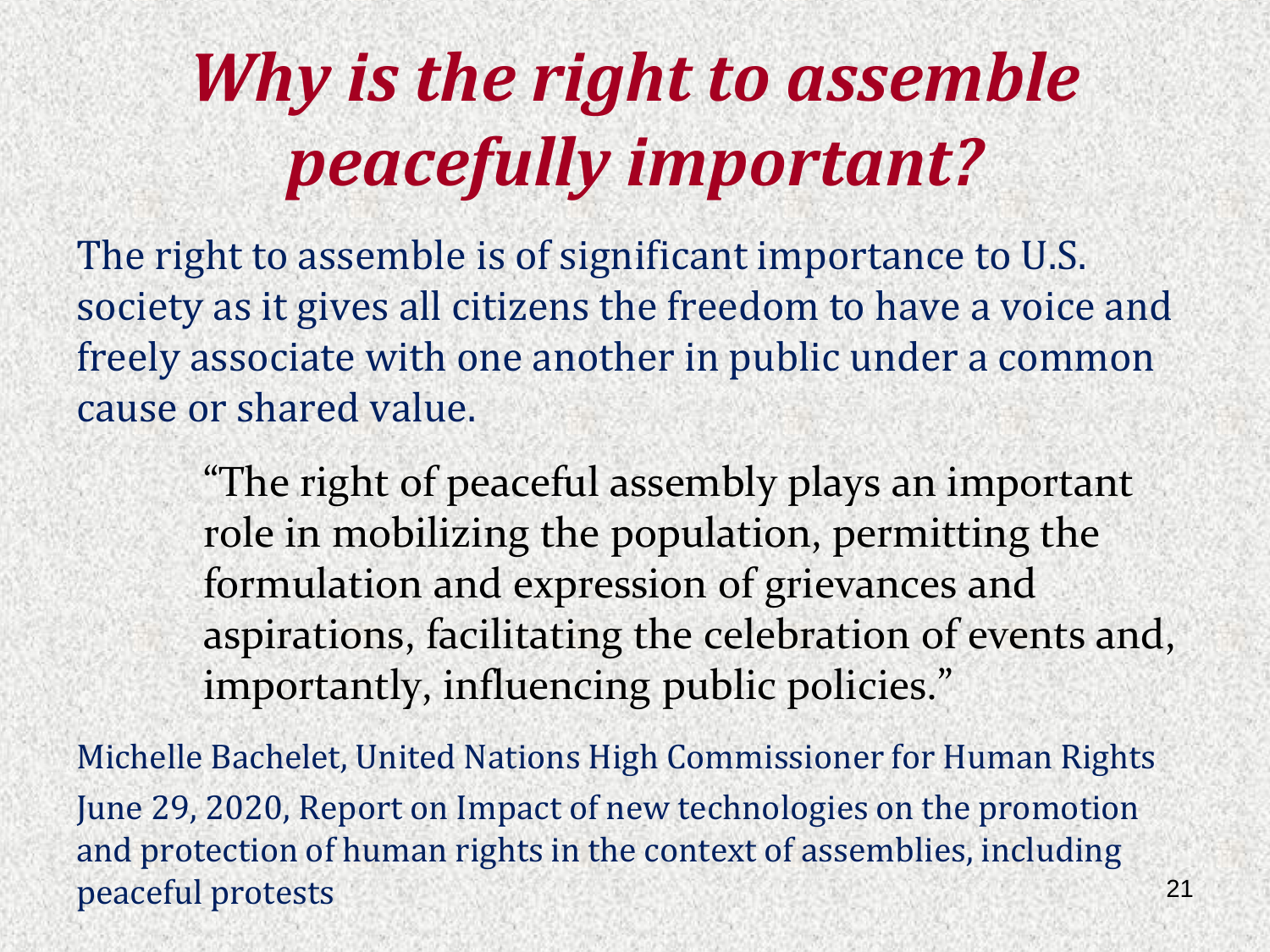# *Why is the right to assemble peacefully important?*

The right to assemble is of significant importance to U.S. society as it gives all citizens the freedom to have a voice and freely associate with one another in public under a common cause or shared value.

> "The right of peaceful assembly plays an important role in mobilizing the population, permitting the formulation and expression of grievances and aspirations, facilitating the celebration of events and, importantly, influencing public policies."

Michelle Bachelet, United Nations High Commissioner for Human Rights
June 29, 2020, Report on Impact of new technologies on the promotion and protection of human rights in the context of assemblies, including peaceful protests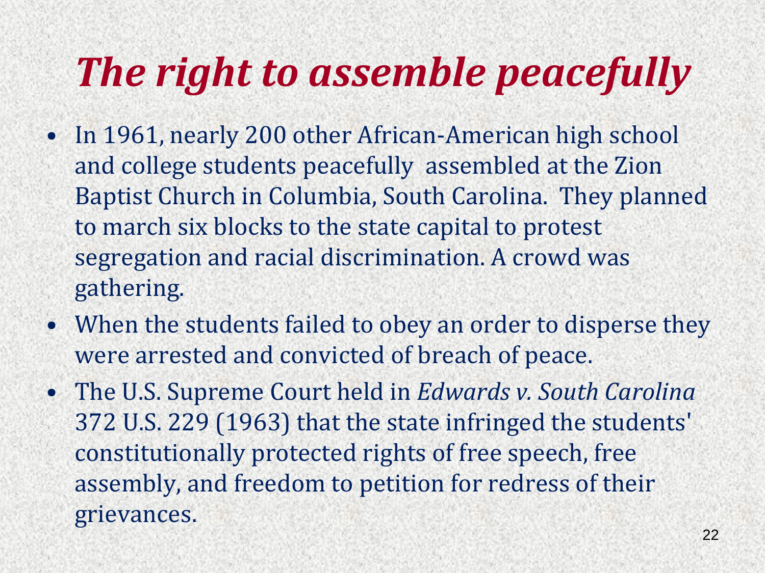# *The right to assemble peacefully*

- In 1961, nearly 200 other African-American high school and college students peacefully assembled at the Zion Baptist Church in Columbia, South Carolina. They planned to march six blocks to the state capital to protest segregation and racial discrimination. A crowd was gathering.
- When the students failed to obey an order to disperse they were arrested and convicted of breach of peace.
- The U.S. Supreme Court held in *Edwards v. South Carolina* 372 U.S. 229 (1963) that the state infringed the students' constitutionally protected rights of free speech, free assembly, and freedom to petition for redress of their grievances.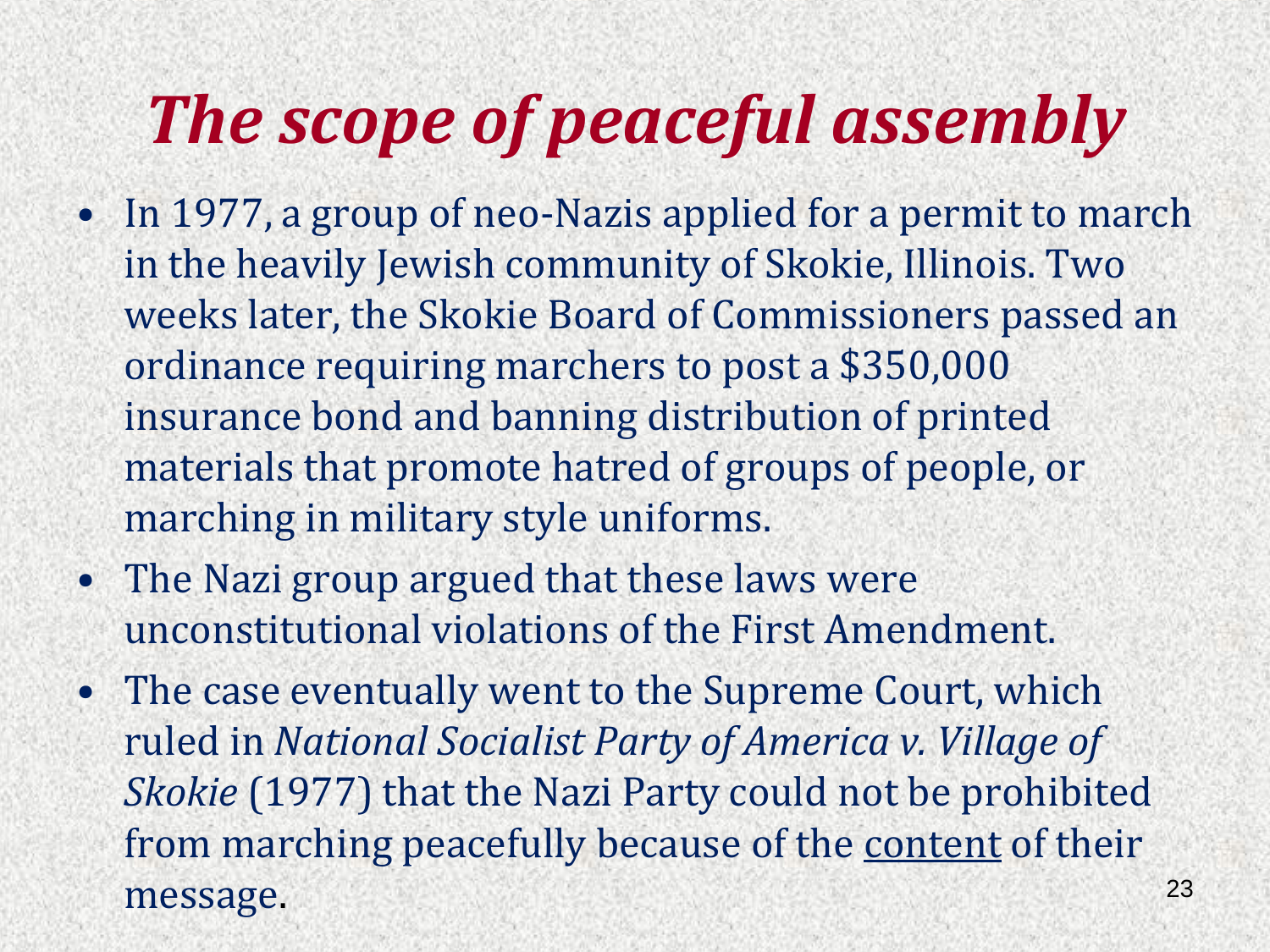# *The scope of peaceful assembly*

- In 1977, a group of neo-Nazis applied for a permit to march in the heavily Jewish community of Skokie, Illinois. Two weeks later, the Skokie Board of Commissioners passed an ordinance requiring marchers to post a $350,000 insurance bond and banning distribution of printed materials that promote hatred of groups of people, or marching in military style uniforms.
- The Nazi group argued that these laws were unconstitutional violations of the First Amendment.
- The case eventually went to the Supreme Court, which ruled in *National Socialist Party of America v. Village of Skokie* (1977) that the Nazi Party could not be prohibited from marching peacefully because of the <u>content</u> of their message.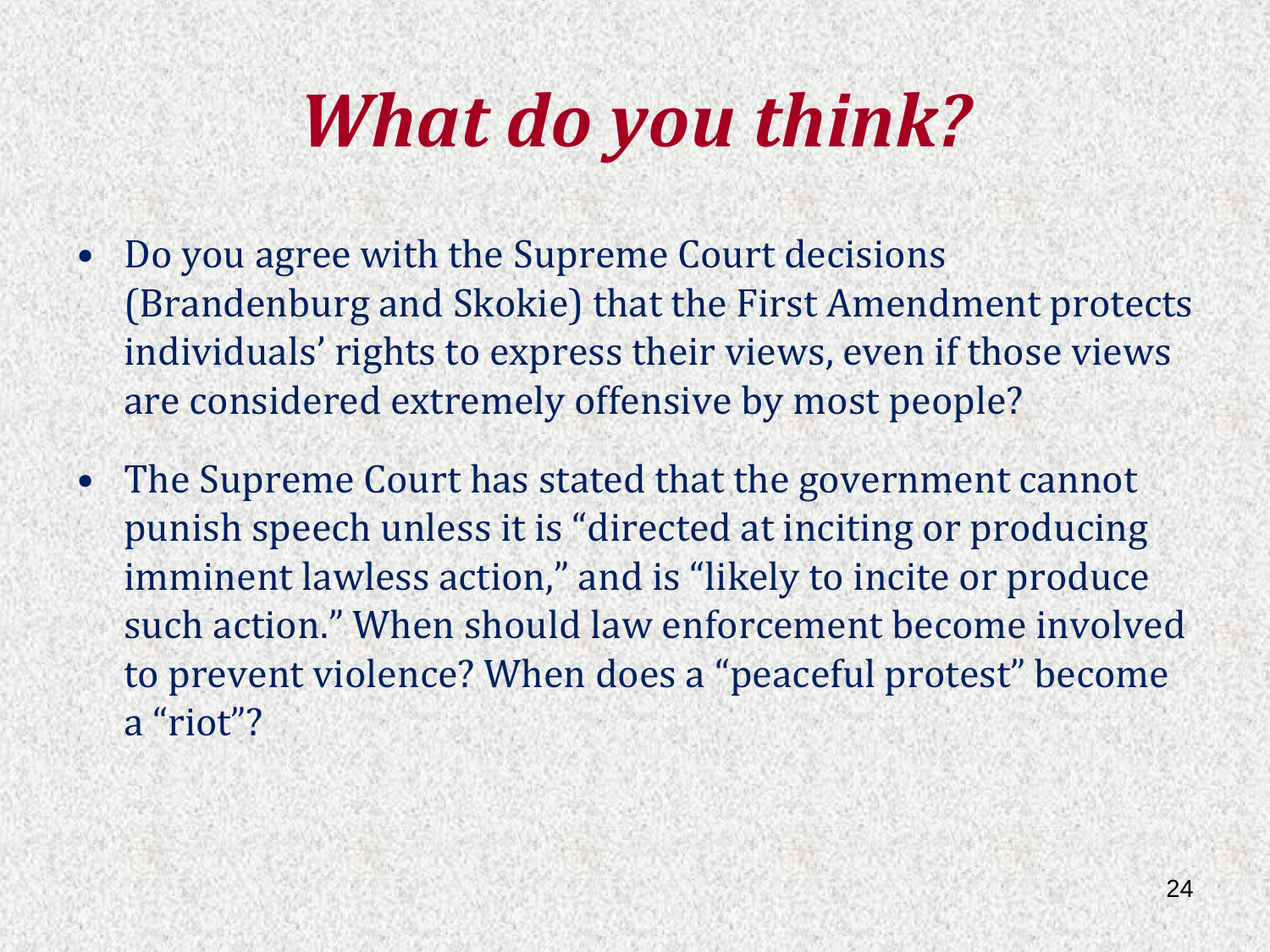# *What do you think?*

- Do you agree with the Supreme Court decisions (Brandenburg and Skokie) that the First Amendment protects individuals' rights to express their views, even if those views are considered extremely offensive by most people?
- The Supreme Court has stated that the government cannot punish speech unless it is "directed at inciting or producing imminent lawless action," and is "likely to incite or produce such action." When should law enforcement become involved to prevent violence? When does a "peaceful protest" become a "riot"?